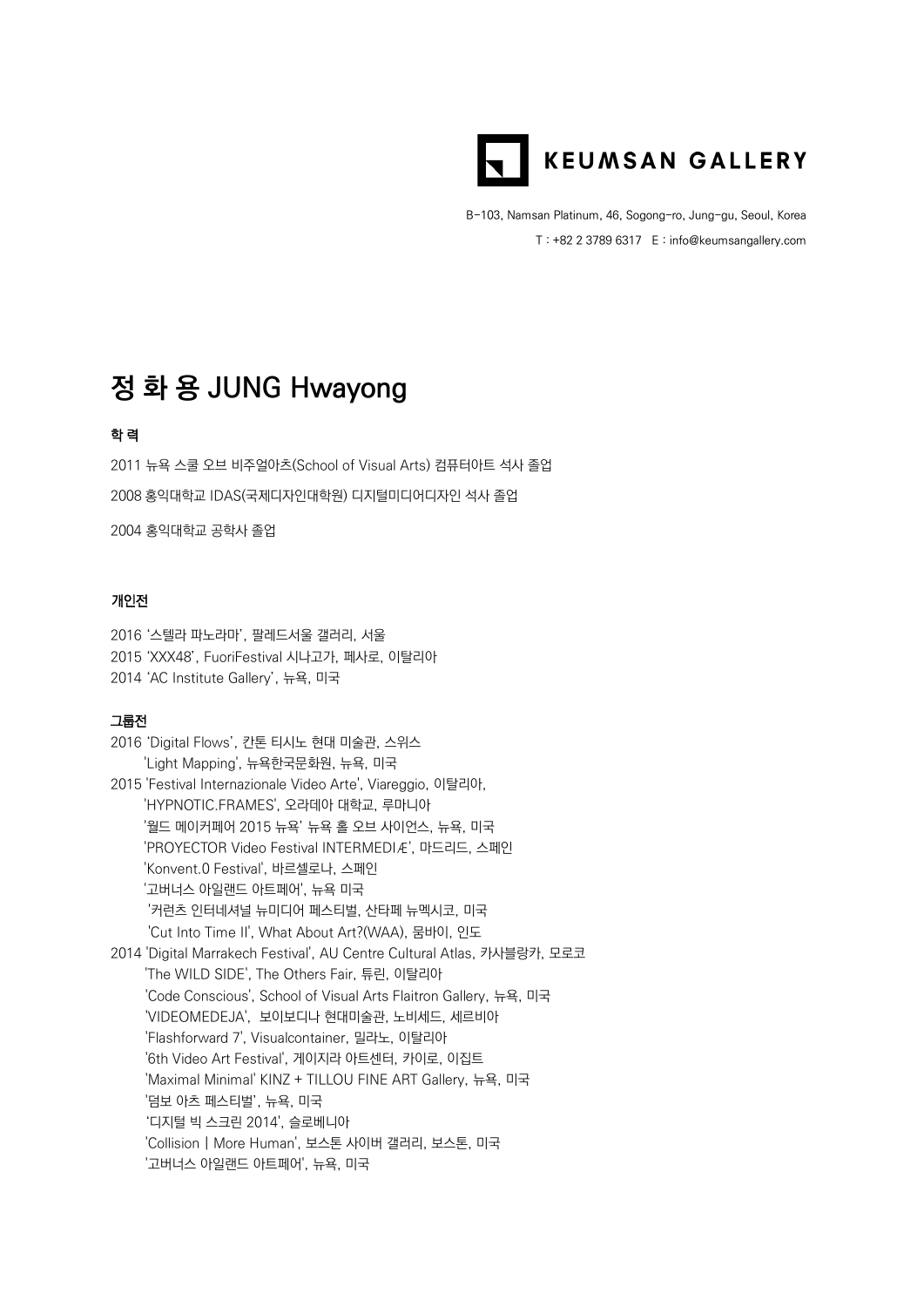KEUMSAN GALLERY

B-103, Namsan Platinum, 46, Sogong-ro, Jung-gu, Seoul, Korea

T : +82 2 3789 6317　E : info@keumsangallery.com

# 정 화 용 JUNG Hwayong

### 학 력

2011 뉴욕 스쿨 오브 비주얼아츠(School of Visual Arts) 컴퓨터아트 석사 졸업

2008 홍익대학교 IDAS(국제디자인대학원) 디지털미디어디자인 석사 졸업

2004 홍익대학교 공학사 졸업

### 개인전

2016 '스텔라 파노라마', 팔레드서울 갤러리, 서울
2015 'XXX48', FuoriFestival 시나고가, 페사로, 이탈리아
2014 'AC Institute Gallery', 뉴욕, 미국

### 그룹전

2016 'Digital Flows', 칸톤 티시노 현대 미술관, 스위스
'Light Mapping', 뉴욕한국문화원, 뉴욕, 미국
2015 'Festival Internazionale Video Arte', Viareggio, 이탈리아,
'HYPNOTIC.FRAMES', 오라데아 대학교, 루마니아
'월드 메이커페어 2015 뉴욕' 뉴욕 홀 오브 사이언스, 뉴욕, 미국
'PROYECTOR Video Festival INTERMEDIÆ', 마드리드, 스페인
'Konvent.0 Festival', 바르셀로나, 스페인
'고버너스 아일랜드 아트페어', 뉴욕 미국
'커런츠 인터네셔널 뉴미디어 페스티벌, 산타페 뉴멕시코, 미국
'Cut Into Time II', What About Art?(WAA), 뭄바이, 인도
2014 'Digital Marrakech Festival', AU Centre Cultural Atlas, 카사블랑카, 모로코
'The WILD SIDE', The Others Fair, 튜린, 이탈리아
'Code Conscious', School of Visual Arts Flaitron Gallery, 뉴욕, 미국
'VIDEOMEDEJA', 보이보디나 현대미술관, 노비세드, 세르비아
'Flashforward 7', Visualcontainer, 밀라노, 이탈리아
'6th Video Art Festival', 게이지라 아트센터, 카이로, 이집트
'Maximal Minimal' KINZ + TILLOU FINE ART Gallery, 뉴욕, 미국
'덤보 아츠 페스티벌', 뉴욕, 미국
'디지털 빅 스크린 2014', 슬로베니아
'Collision | More Human', 보스톤 사이버 갤러리, 보스톤, 미국
'고버너스 아일랜드 아트페어', 뉴욕, 미국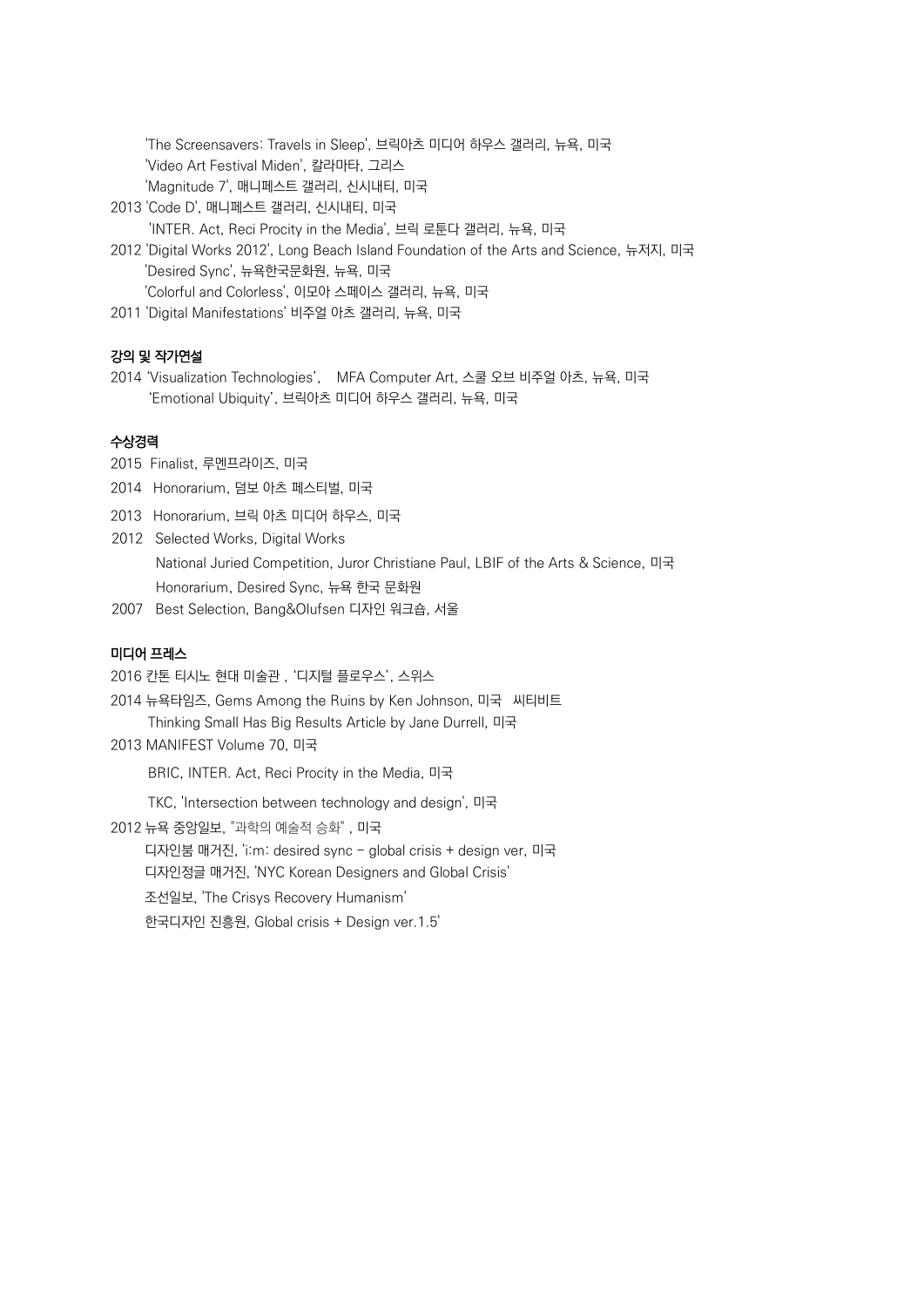'The Screensavers: Travels in Sleep', 브릭아츠 미디어 하우스 갤러리, 뉴욕, 미국
'Video Art Festival Miden', 칼라마타, 그리스
'Magnitude 7', 매니페스트 갤러리, 신시내티, 미국

2013 'Code D', 매니페스트 갤러리, 신시내티, 미국
'INTER. Act, Reci Procity in the Media', 브릭 로툰다 갤러리, 뉴욕, 미국

2012 'Digital Works 2012', Long Beach Island Foundation of the Arts and Science, 뉴저지, 미국
'Desired Sync', 뉴욕한국문화원, 뉴욕, 미국
'Colorful and Colorless', 이모아 스페이스 갤러리, 뉴욕, 미국

2011 'Digital Manifestations' 비주얼 아츠 갤러리, 뉴욕, 미국

**강의 및 작가연설**

2014 'Visualization Technologies', MFA Computer Art, 스쿨 오브 비주얼 아츠, 뉴욕, 미국
'Emotional Ubiquity', 브릭아츠 미디어 하우스 갤러리, 뉴욕, 미국

**수상경력**

2015 Finalist, 루멘프라이즈, 미국

2014 Honorarium, 덤보 아츠 페스티벌, 미국

2013 Honorarium, 브릭 아츠 미디어 하우스, 미국

2012 Selected Works, Digital Works
National Juried Competition, Juror Christiane Paul, LBIF of the Arts & Science, 미국
Honorarium, Desired Sync, 뉴욕 한국 문화원

2007 Best Selection, Bang&Olufsen 디자인 워크숍, 서울

**미디어 프레스**

2016 칸톤 티시노 현대 미술관 , '디지털 플로우스', 스위스

2014 뉴욕타임즈, Gems Among the Ruins by Ken Johnson, 미국 씨티비트
Thinking Small Has Big Results Article by Jane Durrell, 미국

2013 MANIFEST Volume 70, 미국
BRIC, INTER. Act, Reci Procity in the Media, 미국
TKC, 'Intersection between technology and design', 미국

2012 뉴욕 중앙일보, "과학의 예술적 승화" , 미국
디자인붐 매거진, 'i:m: desired sync – global crisis + design ver, 미국
디자인정글 매거진, 'NYC Korean Designers and Global Crisis'
조선일보, 'The Crisys Recovery Humanism'
한국디자인 진흥원, Global crisis + Design ver.1.5'